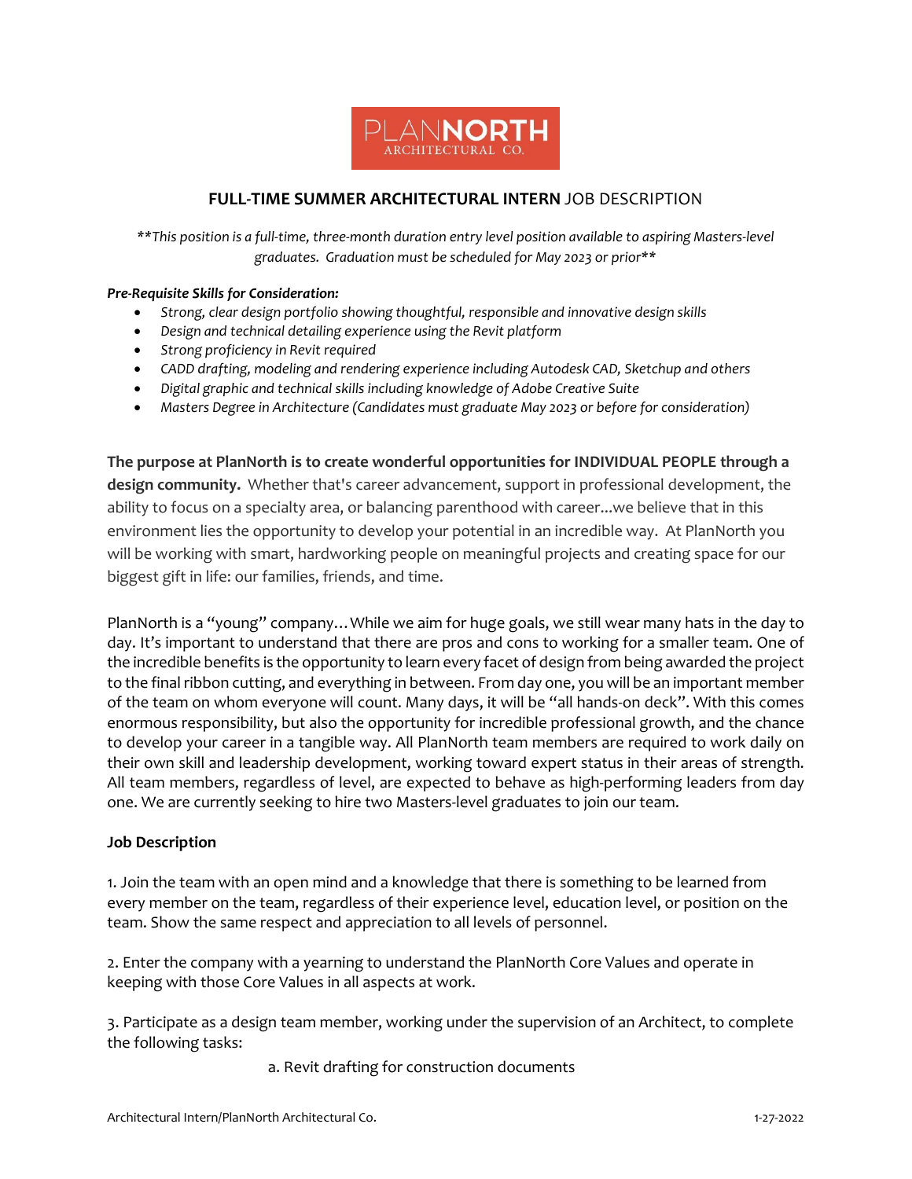PLANNORTH ARCHITECTURAL CO.

# FULL-TIME SUMMER ARCHITECTURAL INTERN JOB DESCRIPTION

*\*\*This position is a full-time, three-month duration entry level position available to aspiring Masters-level graduates. Graduation must be scheduled for May 2023 or prior\*\**

***Pre-Requisite Skills for Consideration:***

- *Strong, clear design portfolio showing thoughtful, responsible and innovative design skills*
- *Design and technical detailing experience using the Revit platform*
- *Strong proficiency in Revit required*
- *CADD drafting, modeling and rendering experience including Autodesk CAD, Sketchup and others*
- *Digital graphic and technical skills including knowledge of Adobe Creative Suite*
- *Masters Degree in Architecture (Candidates must graduate May 2023 or before for consideration)*

**The purpose at PlanNorth is to create wonderful opportunities for INDIVIDUAL PEOPLE through a design community.** Whether that's career advancement, support in professional development, the ability to focus on a specialty area, or balancing parenthood with career...we believe that in this environment lies the opportunity to develop your potential in an incredible way. At PlanNorth you will be working with smart, hardworking people on meaningful projects and creating space for our biggest gift in life: our families, friends, and time.

PlanNorth is a "young" company…While we aim for huge goals, we still wear many hats in the day to day. It's important to understand that there are pros and cons to working for a smaller team. One of the incredible benefits is the opportunity to learn every facet of design from being awarded the project to the final ribbon cutting, and everything in between. From day one, you will be an important member of the team on whom everyone will count. Many days, it will be "all hands-on deck". With this comes enormous responsibility, but also the opportunity for incredible professional growth, and the chance to develop your career in a tangible way. All PlanNorth team members are required to work daily on their own skill and leadership development, working toward expert status in their areas of strength. All team members, regardless of level, are expected to behave as high-performing leaders from day one. We are currently seeking to hire two Masters-level graduates to join our team.

### Job Description

1. Join the team with an open mind and a knowledge that there is something to be learned from every member on the team, regardless of their experience level, education level, or position on the team. Show the same respect and appreciation to all levels of personnel.

2. Enter the company with a yearning to understand the PlanNorth Core Values and operate in keeping with those Core Values in all aspects at work.

3. Participate as a design team member, working under the supervision of an Architect, to complete the following tasks:

   a. Revit drafting for construction documents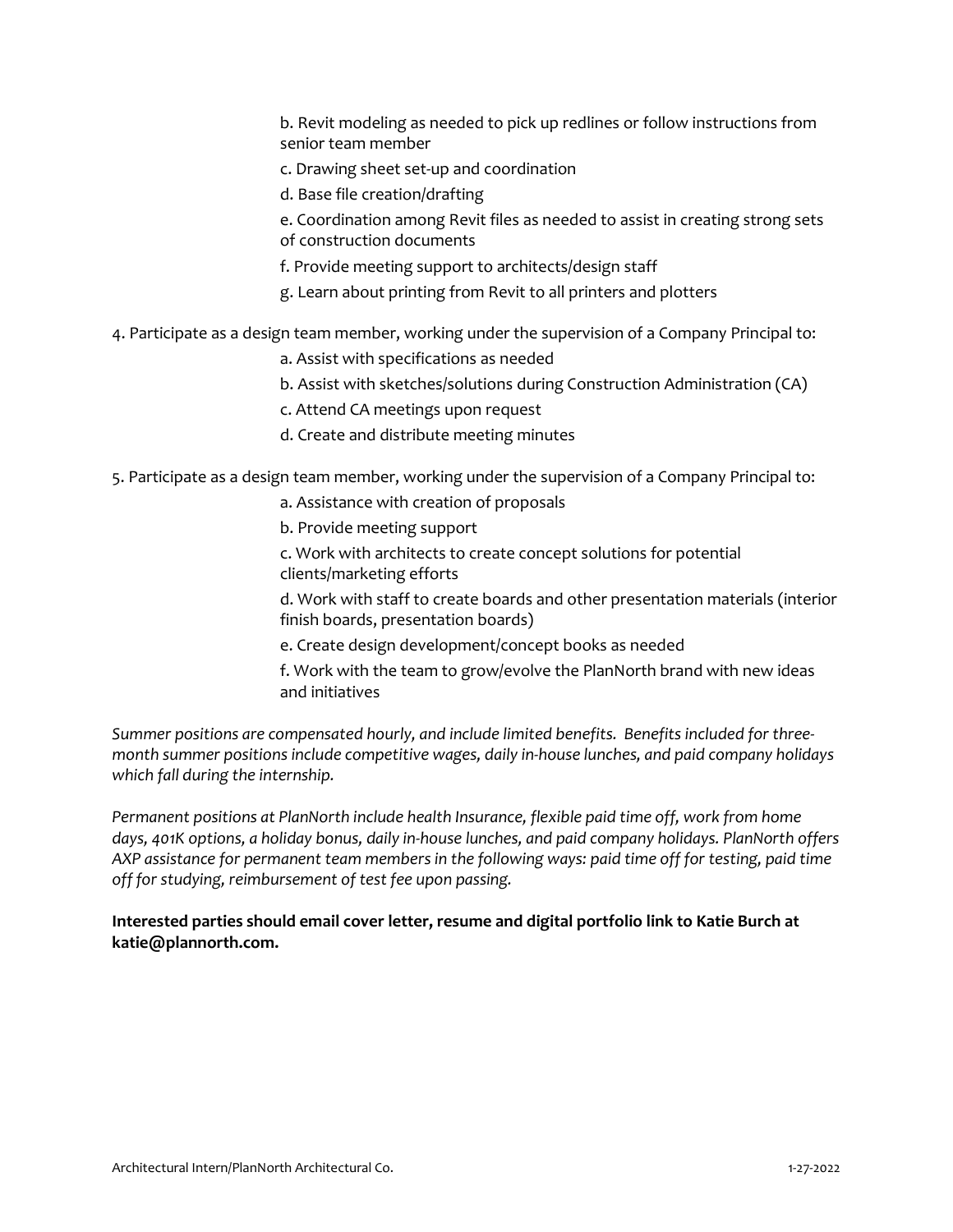b. Revit modeling as needed to pick up redlines or follow instructions from senior team member

c. Drawing sheet set-up and coordination

d. Base file creation/drafting

e. Coordination among Revit files as needed to assist in creating strong sets of construction documents

f. Provide meeting support to architects/design staff

g. Learn about printing from Revit to all printers and plotters

4. Participate as a design team member, working under the supervision of a Company Principal to:

a. Assist with specifications as needed

b. Assist with sketches/solutions during Construction Administration (CA)

c. Attend CA meetings upon request

d. Create and distribute meeting minutes

5. Participate as a design team member, working under the supervision of a Company Principal to:

a. Assistance with creation of proposals

b. Provide meeting support

c. Work with architects to create concept solutions for potential clients/marketing efforts

d. Work with staff to create boards and other presentation materials (interior finish boards, presentation boards)

e. Create design development/concept books as needed

f. Work with the team to grow/evolve the PlanNorth brand with new ideas and initiatives

*Summer positions are compensated hourly, and include limited benefits. Benefits included for three-month summer positions include competitive wages, daily in-house lunches, and paid company holidays which fall during the internship.*

*Permanent positions at PlanNorth include health Insurance, flexible paid time off, work from home days, 401K options, a holiday bonus, daily in-house lunches, and paid company holidays. PlanNorth offers AXP assistance for permanent team members in the following ways: paid time off for testing, paid time off for studying, reimbursement of test fee upon passing.*

**Interested parties should email cover letter, resume and digital portfolio link to Katie Burch at katie@plannorth.com.**